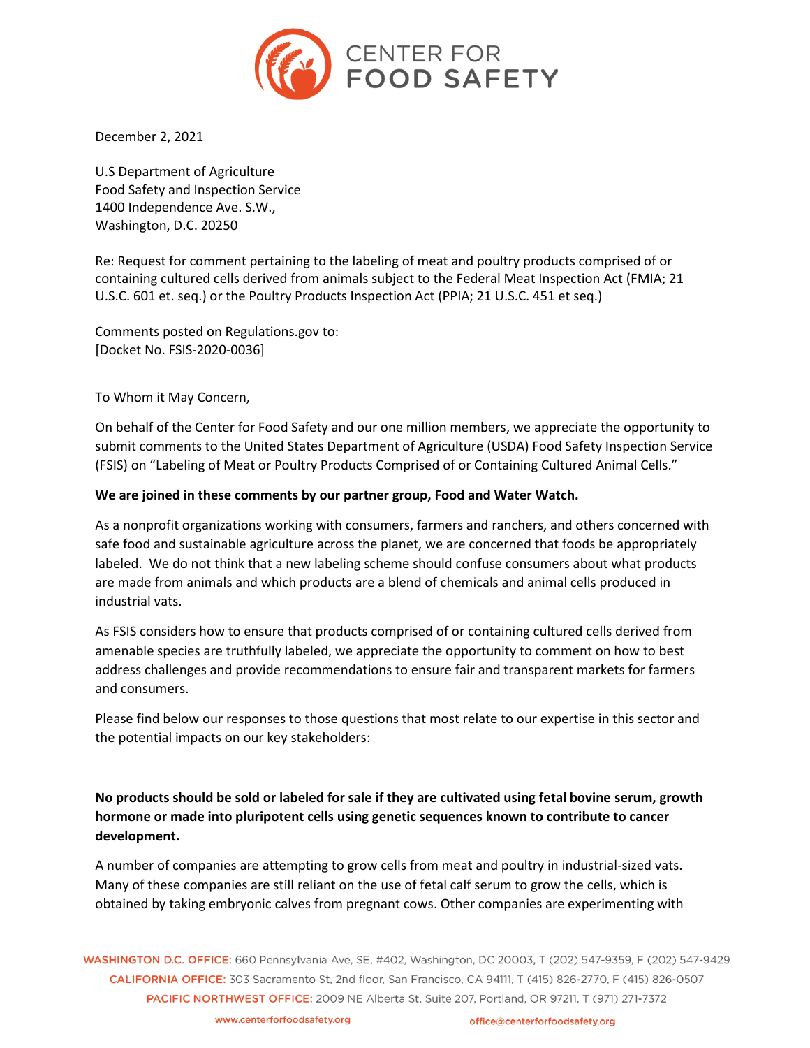CENTER FOR FOOD SAFETY

December 2, 2021

U.S Department of Agriculture
Food Safety and Inspection Service
1400 Independence Ave. S.W.,
Washington, D.C. 20250

Re: Request for comment pertaining to the labeling of meat and poultry products comprised of or containing cultured cells derived from animals subject to the Federal Meat Inspection Act (FMIA; 21 U.S.C. 601 et. seq.) or the Poultry Products Inspection Act (PPIA; 21 U.S.C. 451 et seq.)

Comments posted on Regulations.gov to:
[Docket No. FSIS-2020-0036]

To Whom it May Concern,

On behalf of the Center for Food Safety and our one million members, we appreciate the opportunity to submit comments to the United States Department of Agriculture (USDA) Food Safety Inspection Service (FSIS) on "Labeling of Meat or Poultry Products Comprised of or Containing Cultured Animal Cells."

**We are joined in these comments by our partner group, Food and Water Watch.**

As a nonprofit organizations working with consumers, farmers and ranchers, and others concerned with safe food and sustainable agriculture across the planet, we are concerned that foods be appropriately labeled. We do not think that a new labeling scheme should confuse consumers about what products are made from animals and which products are a blend of chemicals and animal cells produced in industrial vats.

As FSIS considers how to ensure that products comprised of or containing cultured cells derived from amenable species are truthfully labeled, we appreciate the opportunity to comment on how to best address challenges and provide recommendations to ensure fair and transparent markets for farmers and consumers.

Please find below our responses to those questions that most relate to our expertise in this sector and the potential impacts on our key stakeholders:

**No products should be sold or labeled for sale if they are cultivated using fetal bovine serum, growth hormone or made into pluripotent cells using genetic sequences known to contribute to cancer development.**

A number of companies are attempting to grow cells from meat and poultry in industrial-sized vats. Many of these companies are still reliant on the use of fetal calf serum to grow the cells, which is obtained by taking embryonic calves from pregnant cows. Other companies are experimenting with

WASHINGTON D.C. OFFICE: 660 Pennsylvania Ave, SE, #402, Washington, DC 20003, T (202) 547-9359, F (202) 547-9429
CALIFORNIA OFFICE: 303 Sacramento St, 2nd floor, San Francisco, CA 94111, T (415) 826-2770, F (415) 826-0507
PACIFIC NORTHWEST OFFICE: 2009 NE Alberta St, Suite 207, Portland, OR 97211, T (971) 271-7372

www.centerforfoodsafety.org office@centerforfoodsafety.org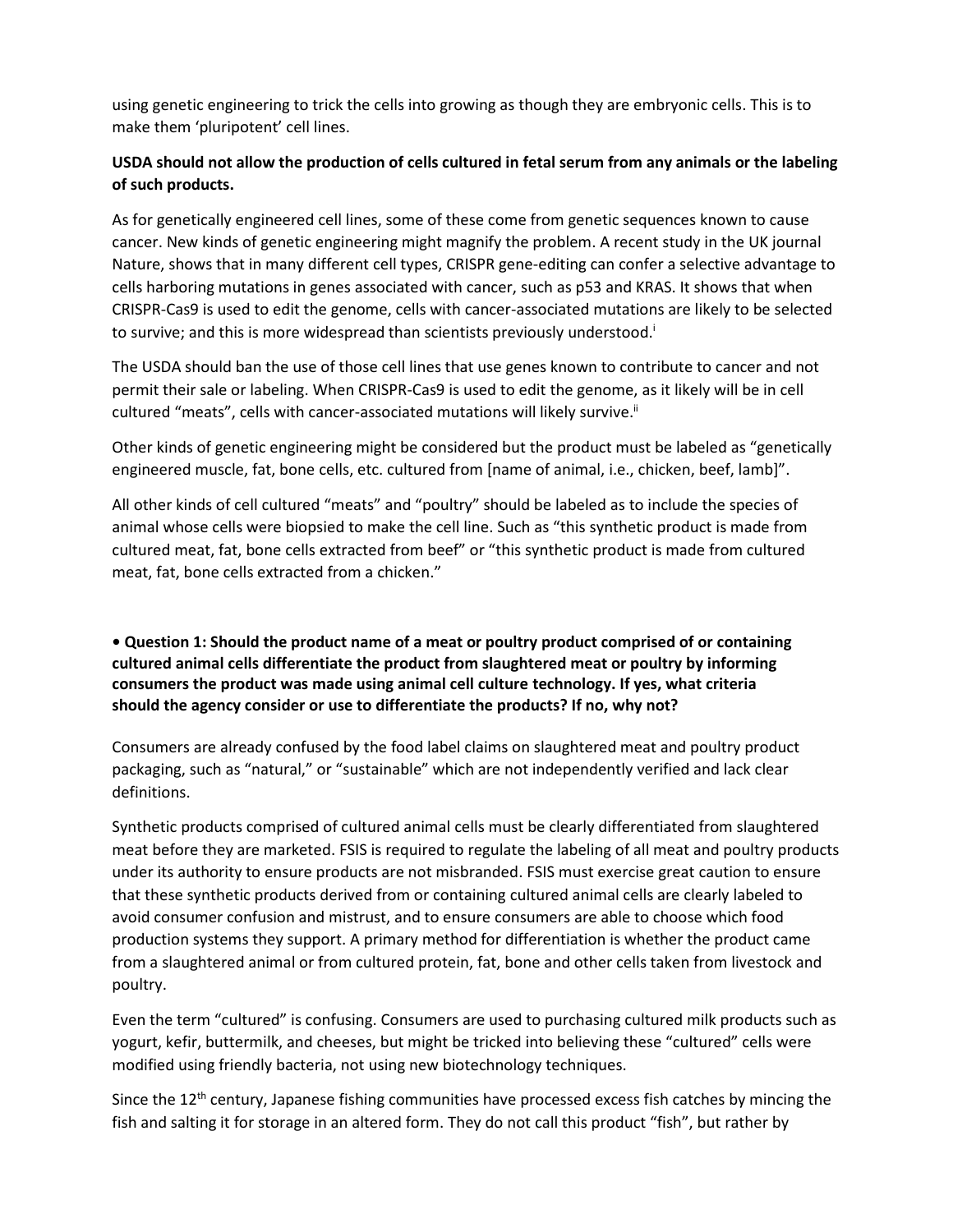using genetic engineering to trick the cells into growing as though they are embryonic cells. This is to make them 'pluripotent' cell lines.

**USDA should not allow the production of cells cultured in fetal serum from any animals or the labeling of such products.**

As for genetically engineered cell lines, some of these come from genetic sequences known to cause cancer. New kinds of genetic engineering might magnify the problem. A recent study in the UK journal Nature, shows that in many different cell types, CRISPR gene-editing can confer a selective advantage to cells harboring mutations in genes associated with cancer, such as p53 and KRAS. It shows that when CRISPR-Cas9 is used to edit the genome, cells with cancer-associated mutations are likely to be selected to survive; and this is more widespread than scientists previously understood.[i]

The USDA should ban the use of those cell lines that use genes known to contribute to cancer and not permit their sale or labeling. When CRISPR-Cas9 is used to edit the genome, as it likely will be in cell cultured "meats", cells with cancer-associated mutations will likely survive.[ii]

Other kinds of genetic engineering might be considered but the product must be labeled as "genetically engineered muscle, fat, bone cells, etc. cultured from [name of animal, i.e., chicken, beef, lamb]".

All other kinds of cell cultured "meats" and "poultry" should be labeled as to include the species of animal whose cells were biopsied to make the cell line. Such as "this synthetic product is made from cultured meat, fat, bone cells extracted from beef" or "this synthetic product is made from cultured meat, fat, bone cells extracted from a chicken."

**• Question 1: Should the product name of a meat or poultry product comprised of or containing cultured animal cells differentiate the product from slaughtered meat or poultry by informing consumers the product was made using animal cell culture technology. If yes, what criteria should the agency consider or use to differentiate the products? If no, why not?**

Consumers are already confused by the food label claims on slaughtered meat and poultry product packaging, such as "natural," or "sustainable" which are not independently verified and lack clear definitions.

Synthetic products comprised of cultured animal cells must be clearly differentiated from slaughtered meat before they are marketed. FSIS is required to regulate the labeling of all meat and poultry products under its authority to ensure products are not misbranded. FSIS must exercise great caution to ensure that these synthetic products derived from or containing cultured animal cells are clearly labeled to avoid consumer confusion and mistrust, and to ensure consumers are able to choose which food production systems they support. A primary method for differentiation is whether the product came from a slaughtered animal or from cultured protein, fat, bone and other cells taken from livestock and poultry.

Even the term "cultured" is confusing. Consumers are used to purchasing cultured milk products such as yogurt, kefir, buttermilk, and cheeses, but might be tricked into believing these "cultured" cells were modified using friendly bacteria, not using new biotechnology techniques.

Since the 12th century, Japanese fishing communities have processed excess fish catches by mincing the fish and salting it for storage in an altered form. They do not call this product "fish", but rather by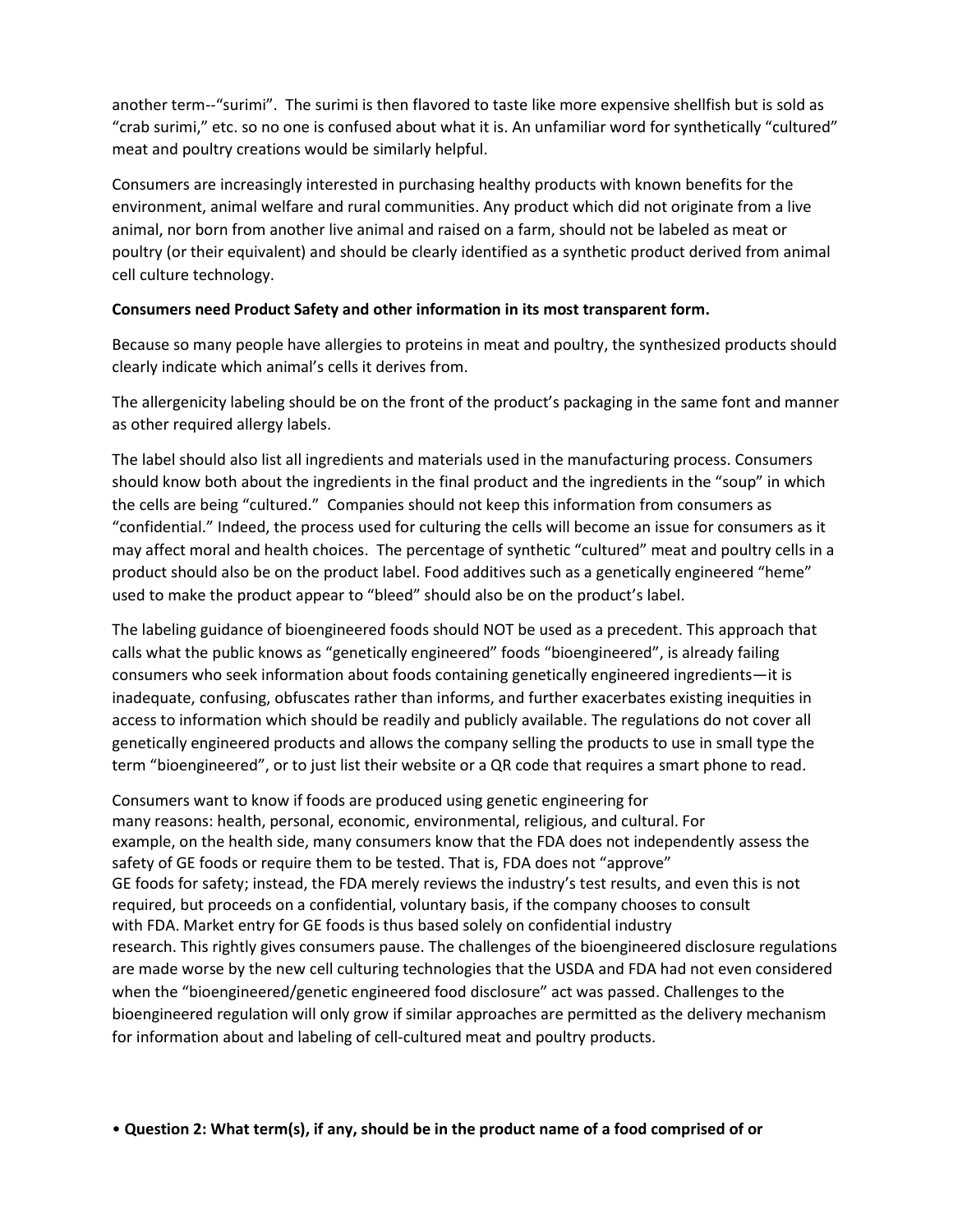another term--"surimi". The surimi is then flavored to taste like more expensive shellfish but is sold as "crab surimi," etc. so no one is confused about what it is. An unfamiliar word for synthetically "cultured" meat and poultry creations would be similarly helpful.

Consumers are increasingly interested in purchasing healthy products with known benefits for the environment, animal welfare and rural communities. Any product which did not originate from a live animal, nor born from another live animal and raised on a farm, should not be labeled as meat or poultry (or their equivalent) and should be clearly identified as a synthetic product derived from animal cell culture technology.

**Consumers need Product Safety and other information in its most transparent form.**

Because so many people have allergies to proteins in meat and poultry, the synthesized products should clearly indicate which animal's cells it derives from.

The allergenicity labeling should be on the front of the product's packaging in the same font and manner as other required allergy labels.

The label should also list all ingredients and materials used in the manufacturing process. Consumers should know both about the ingredients in the final product and the ingredients in the "soup" in which the cells are being "cultured." Companies should not keep this information from consumers as "confidential." Indeed, the process used for culturing the cells will become an issue for consumers as it may affect moral and health choices. The percentage of synthetic "cultured" meat and poultry cells in a product should also be on the product label. Food additives such as a genetically engineered "heme" used to make the product appear to "bleed" should also be on the product's label.

The labeling guidance of bioengineered foods should NOT be used as a precedent. This approach that calls what the public knows as "genetically engineered" foods "bioengineered", is already failing consumers who seek information about foods containing genetically engineered ingredients—it is inadequate, confusing, obfuscates rather than informs, and further exacerbates existing inequities in access to information which should be readily and publicly available. The regulations do not cover all genetically engineered products and allows the company selling the products to use in small type the term "bioengineered", or to just list their website or a QR code that requires a smart phone to read.

Consumers want to know if foods are produced using genetic engineering for many reasons: health, personal, economic, environmental, religious, and cultural. For example, on the health side, many consumers know that the FDA does not independently assess the safety of GE foods or require them to be tested. That is, FDA does not "approve" GE foods for safety; instead, the FDA merely reviews the industry's test results, and even this is not required, but proceeds on a confidential, voluntary basis, if the company chooses to consult with FDA. Market entry for GE foods is thus based solely on confidential industry research. This rightly gives consumers pause. The challenges of the bioengineered disclosure regulations are made worse by the new cell culturing technologies that the USDA and FDA had not even considered when the "bioengineered/genetic engineered food disclosure" act was passed. Challenges to the bioengineered regulation will only grow if similar approaches are permitted as the delivery mechanism for information about and labeling of cell-cultured meat and poultry products.

- **Question 2: What term(s), if any, should be in the product name of a food comprised of or**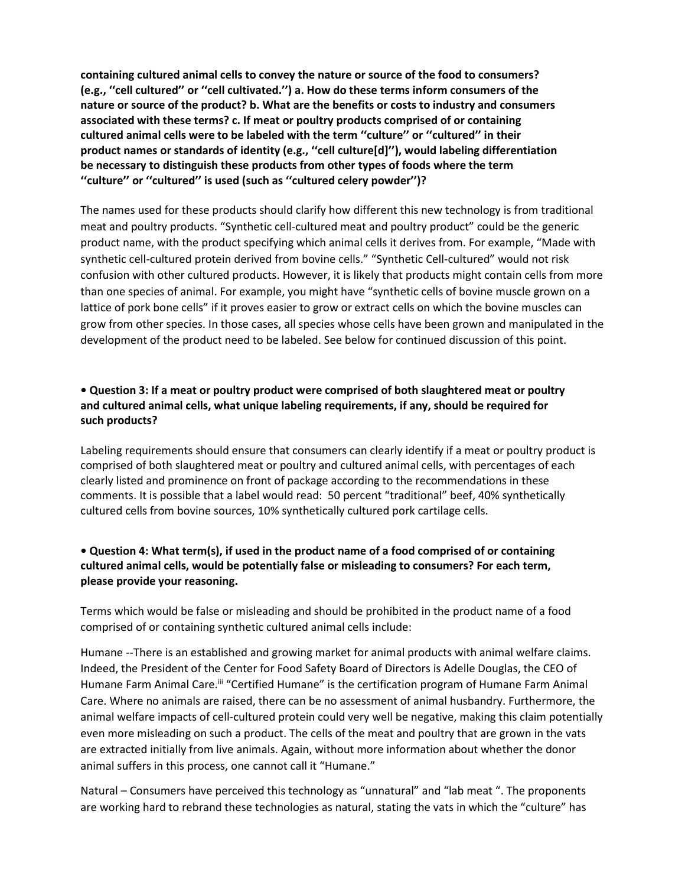**containing cultured animal cells to convey the nature or source of the food to consumers? (e.g., ''cell cultured'' or ''cell cultivated.'') a. How do these terms inform consumers of the nature or source of the product? b. What are the benefits or costs to industry and consumers associated with these terms? c. If meat or poultry products comprised of or containing cultured animal cells were to be labeled with the term ''culture'' or ''cultured'' in their product names or standards of identity (e.g., ''cell culture[d]''), would labeling differentiation be necessary to distinguish these products from other types of foods where the term ''culture'' or ''cultured'' is used (such as ''cultured celery powder'')?**

The names used for these products should clarify how different this new technology is from traditional meat and poultry products. "Synthetic cell-cultured meat and poultry product" could be the generic product name, with the product specifying which animal cells it derives from. For example, "Made with synthetic cell-cultured protein derived from bovine cells." "Synthetic Cell-cultured" would not risk confusion with other cultured products. However, it is likely that products might contain cells from more than one species of animal. For example, you might have "synthetic cells of bovine muscle grown on a lattice of pork bone cells" if it proves easier to grow or extract cells on which the bovine muscles can grow from other species. In those cases, all species whose cells have been grown and manipulated in the development of the product need to be labeled. See below for continued discussion of this point.

- **Question 3: If a meat or poultry product were comprised of both slaughtered meat or poultry and cultured animal cells, what unique labeling requirements, if any, should be required for such products?**

Labeling requirements should ensure that consumers can clearly identify if a meat or poultry product is comprised of both slaughtered meat or poultry and cultured animal cells, with percentages of each clearly listed and prominence on front of package according to the recommendations in these comments. It is possible that a label would read: 50 percent "traditional" beef, 40% synthetically cultured cells from bovine sources, 10% synthetically cultured pork cartilage cells.

- **Question 4: What term(s), if used in the product name of a food comprised of or containing cultured animal cells, would be potentially false or misleading to consumers? For each term, please provide your reasoning.**

Terms which would be false or misleading and should be prohibited in the product name of a food comprised of or containing synthetic cultured animal cells include:

Humane --There is an established and growing market for animal products with animal welfare claims. Indeed, the President of the Center for Food Safety Board of Directors is Adelle Douglas, the CEO of Humane Farm Animal Care.[iii] "Certified Humane" is the certification program of Humane Farm Animal Care. Where no animals are raised, there can be no assessment of animal husbandry. Furthermore, the animal welfare impacts of cell-cultured protein could very well be negative, making this claim potentially even more misleading on such a product. The cells of the meat and poultry that are grown in the vats are extracted initially from live animals. Again, without more information about whether the donor animal suffers in this process, one cannot call it "Humane."

Natural – Consumers have perceived this technology as "unnatural" and "lab meat ". The proponents are working hard to rebrand these technologies as natural, stating the vats in which the "culture" has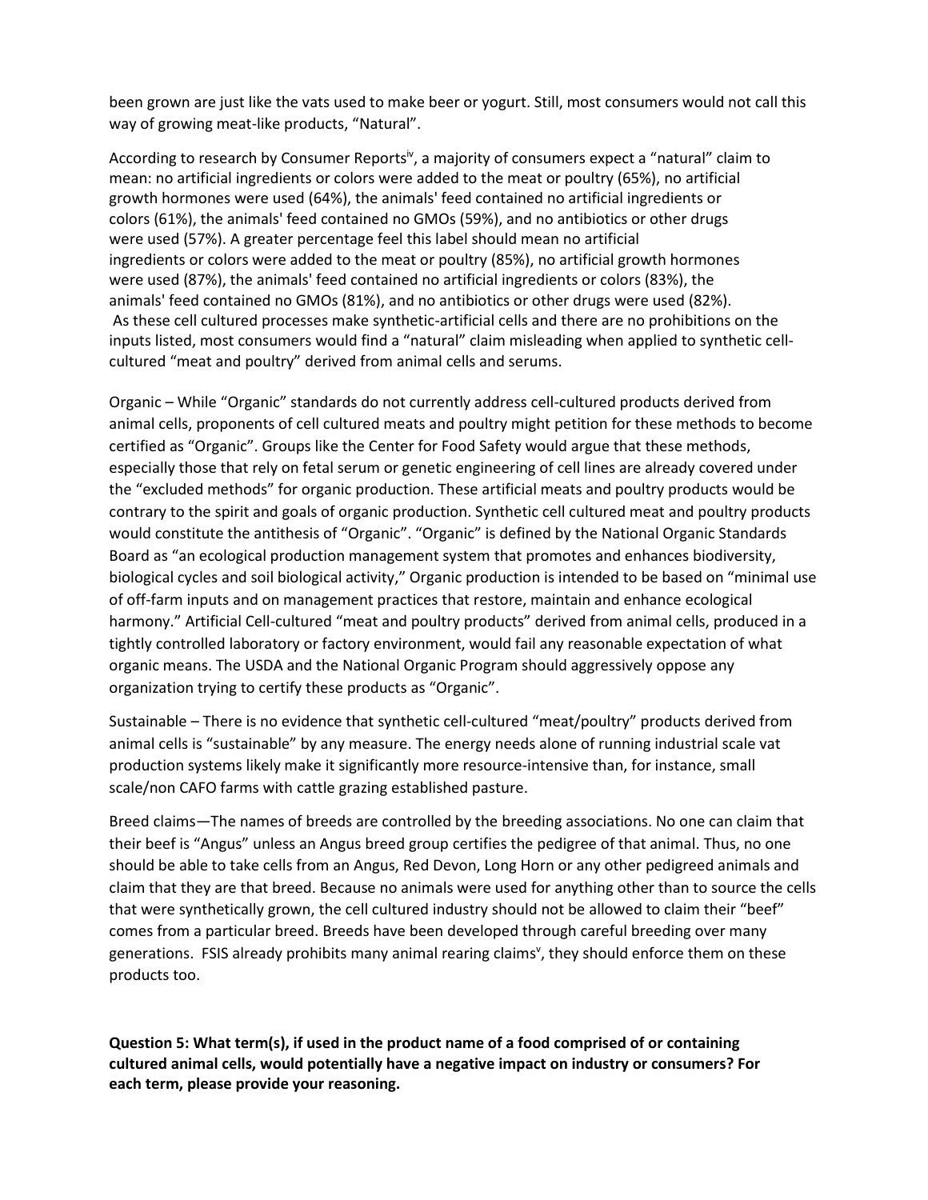been grown are just like the vats used to make beer or yogurt. Still, most consumers would not call this way of growing meat-like products, "Natural".

According to research by Consumer Reports[iv], a majority of consumers expect a "natural" claim to mean: no artificial ingredients or colors were added to the meat or poultry (65%), no artificial growth hormones were used (64%), the animals' feed contained no artificial ingredients or colors (61%), the animals' feed contained no GMOs (59%), and no antibiotics or other drugs were used (57%). A greater percentage feel this label should mean no artificial ingredients or colors were added to the meat or poultry (85%), no artificial growth hormones were used (87%), the animals' feed contained no artificial ingredients or colors (83%), the animals' feed contained no GMOs (81%), and no antibiotics or other drugs were used (82%). As these cell cultured processes make synthetic-artificial cells and there are no prohibitions on the inputs listed, most consumers would find a "natural" claim misleading when applied to synthetic cell-cultured "meat and poultry" derived from animal cells and serums.

Organic – While "Organic" standards do not currently address cell-cultured products derived from animal cells, proponents of cell cultured meats and poultry might petition for these methods to become certified as "Organic". Groups like the Center for Food Safety would argue that these methods, especially those that rely on fetal serum or genetic engineering of cell lines are already covered under the "excluded methods" for organic production. These artificial meats and poultry products would be contrary to the spirit and goals of organic production. Synthetic cell cultured meat and poultry products would constitute the antithesis of "Organic". "Organic" is defined by the National Organic Standards Board as "an ecological production management system that promotes and enhances biodiversity, biological cycles and soil biological activity," Organic production is intended to be based on "minimal use of off-farm inputs and on management practices that restore, maintain and enhance ecological harmony." Artificial Cell-cultured "meat and poultry products" derived from animal cells, produced in a tightly controlled laboratory or factory environment, would fail any reasonable expectation of what organic means. The USDA and the National Organic Program should aggressively oppose any organization trying to certify these products as "Organic".

Sustainable – There is no evidence that synthetic cell-cultured "meat/poultry" products derived from animal cells is "sustainable" by any measure. The energy needs alone of running industrial scale vat production systems likely make it significantly more resource-intensive than, for instance, small scale/non CAFO farms with cattle grazing established pasture.

Breed claims—The names of breeds are controlled by the breeding associations. No one can claim that their beef is "Angus" unless an Angus breed group certifies the pedigree of that animal. Thus, no one should be able to take cells from an Angus, Red Devon, Long Horn or any other pedigreed animals and claim that they are that breed. Because no animals were used for anything other than to source the cells that were synthetically grown, the cell cultured industry should not be allowed to claim their "beef" comes from a particular breed. Breeds have been developed through careful breeding over many generations. FSIS already prohibits many animal rearing claims[v], they should enforce them on these products too.

**Question 5: What term(s), if used in the product name of a food comprised of or containing cultured animal cells, would potentially have a negative impact on industry or consumers? For each term, please provide your reasoning.**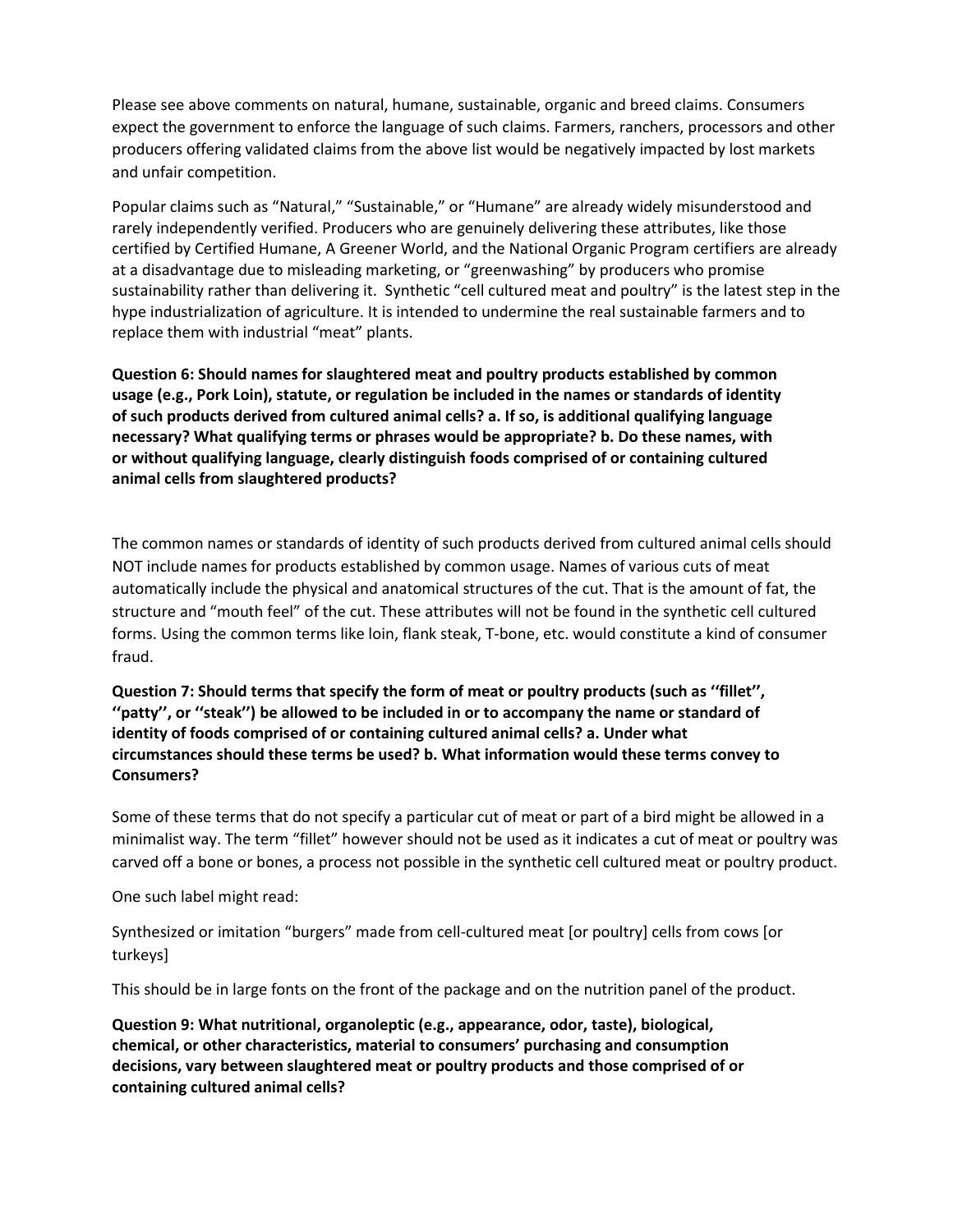Please see above comments on natural, humane, sustainable, organic and breed claims. Consumers expect the government to enforce the language of such claims. Farmers, ranchers, processors and other producers offering validated claims from the above list would be negatively impacted by lost markets and unfair competition.

Popular claims such as "Natural," "Sustainable," or "Humane" are already widely misunderstood and rarely independently verified. Producers who are genuinely delivering these attributes, like those certified by Certified Humane, A Greener World, and the National Organic Program certifiers are already at a disadvantage due to misleading marketing, or "greenwashing" by producers who promise sustainability rather than delivering it. Synthetic "cell cultured meat and poultry" is the latest step in the hype industrialization of agriculture. It is intended to undermine the real sustainable farmers and to replace them with industrial "meat" plants.

**Question 6: Should names for slaughtered meat and poultry products established by common usage (e.g., Pork Loin), statute, or regulation be included in the names or standards of identity of such products derived from cultured animal cells? a. If so, is additional qualifying language necessary? What qualifying terms or phrases would be appropriate? b. Do these names, with or without qualifying language, clearly distinguish foods comprised of or containing cultured animal cells from slaughtered products?**

The common names or standards of identity of such products derived from cultured animal cells should NOT include names for products established by common usage. Names of various cuts of meat automatically include the physical and anatomical structures of the cut. That is the amount of fat, the structure and "mouth feel" of the cut. These attributes will not be found in the synthetic cell cultured forms. Using the common terms like loin, flank steak, T-bone, etc. would constitute a kind of consumer fraud.

**Question 7: Should terms that specify the form of meat or poultry products (such as ''fillet'', ''patty'', or ''steak'') be allowed to be included in or to accompany the name or standard of identity of foods comprised of or containing cultured animal cells? a. Under what circumstances should these terms be used? b. What information would these terms convey to Consumers?**

Some of these terms that do not specify a particular cut of meat or part of a bird might be allowed in a minimalist way. The term "fillet" however should not be used as it indicates a cut of meat or poultry was carved off a bone or bones, a process not possible in the synthetic cell cultured meat or poultry product.

One such label might read:

Synthesized or imitation "burgers" made from cell-cultured meat [or poultry] cells from cows [or turkeys]

This should be in large fonts on the front of the package and on the nutrition panel of the product.

**Question 9: What nutritional, organoleptic (e.g., appearance, odor, taste), biological, chemical, or other characteristics, material to consumers' purchasing and consumption decisions, vary between slaughtered meat or poultry products and those comprised of or containing cultured animal cells?**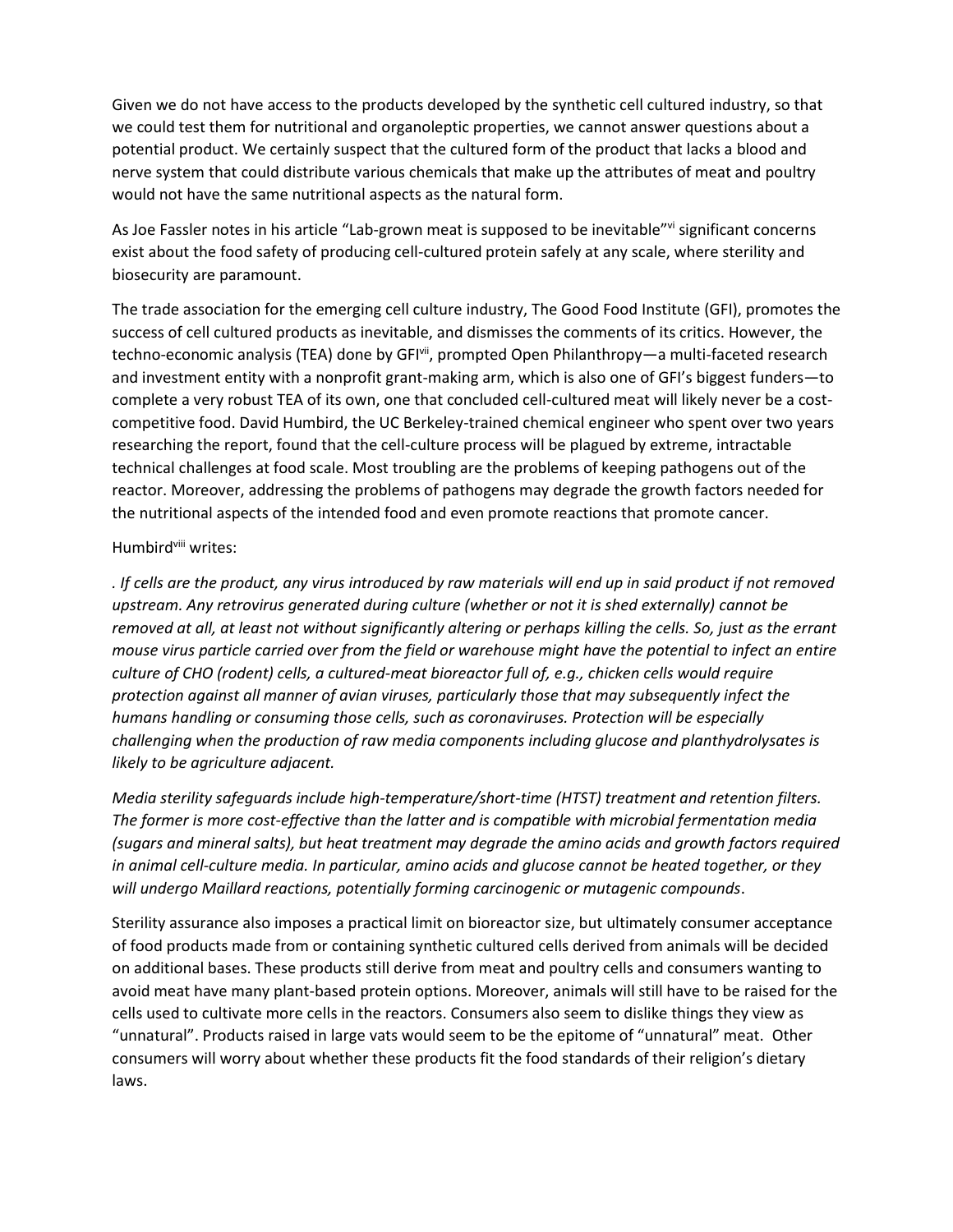Given we do not have access to the products developed by the synthetic cell cultured industry, so that we could test them for nutritional and organoleptic properties, we cannot answer questions about a potential product. We certainly suspect that the cultured form of the product that lacks a blood and nerve system that could distribute various chemicals that make up the attributes of meat and poultry would not have the same nutritional aspects as the natural form.

As Joe Fassler notes in his article "Lab-grown meat is supposed to be inevitable"[vi] significant concerns exist about the food safety of producing cell-cultured protein safely at any scale, where sterility and biosecurity are paramount.

The trade association for the emerging cell culture industry, The Good Food Institute (GFI), promotes the success of cell cultured products as inevitable, and dismisses the comments of its critics. However, the techno-economic analysis (TEA) done by GFI[vii], prompted Open Philanthropy—a multi-faceted research and investment entity with a nonprofit grant-making arm, which is also one of GFI's biggest funders—to complete a very robust TEA of its own, one that concluded cell-cultured meat will likely never be a cost-competitive food. David Humbird, the UC Berkeley-trained chemical engineer who spent over two years researching the report, found that the cell-culture process will be plagued by extreme, intractable technical challenges at food scale. Most troubling are the problems of keeping pathogens out of the reactor. Moreover, addressing the problems of pathogens may degrade the growth factors needed for the nutritional aspects of the intended food and even promote reactions that promote cancer.

Humbird[viii] writes:

*. If cells are the product, any virus introduced by raw materials will end up in said product if not removed upstream. Any retrovirus generated during culture (whether or not it is shed externally) cannot be removed at all, at least not without significantly altering or perhaps killing the cells. So, just as the errant mouse virus particle carried over from the field or warehouse might have the potential to infect an entire culture of CHO (rodent) cells, a cultured-meat bioreactor full of, e.g., chicken cells would require protection against all manner of avian viruses, particularly those that may subsequently infect the humans handling or consuming those cells, such as coronaviruses. Protection will be especially challenging when the production of raw media components including glucose and planthydrolysates is likely to be agriculture adjacent.*

*Media sterility safeguards include high-temperature/short-time (HTST) treatment and retention filters. The former is more cost-effective than the latter and is compatible with microbial fermentation media (sugars and mineral salts), but heat treatment may degrade the amino acids and growth factors required in animal cell-culture media. In particular, amino acids and glucose cannot be heated together, or they will undergo Maillard reactions, potentially forming carcinogenic or mutagenic compounds*.

Sterility assurance also imposes a practical limit on bioreactor size, but ultimately consumer acceptance of food products made from or containing synthetic cultured cells derived from animals will be decided on additional bases. These products still derive from meat and poultry cells and consumers wanting to avoid meat have many plant-based protein options. Moreover, animals will still have to be raised for the cells used to cultivate more cells in the reactors. Consumers also seem to dislike things they view as "unnatural". Products raised in large vats would seem to be the epitome of "unnatural" meat. Other consumers will worry about whether these products fit the food standards of their religion's dietary laws.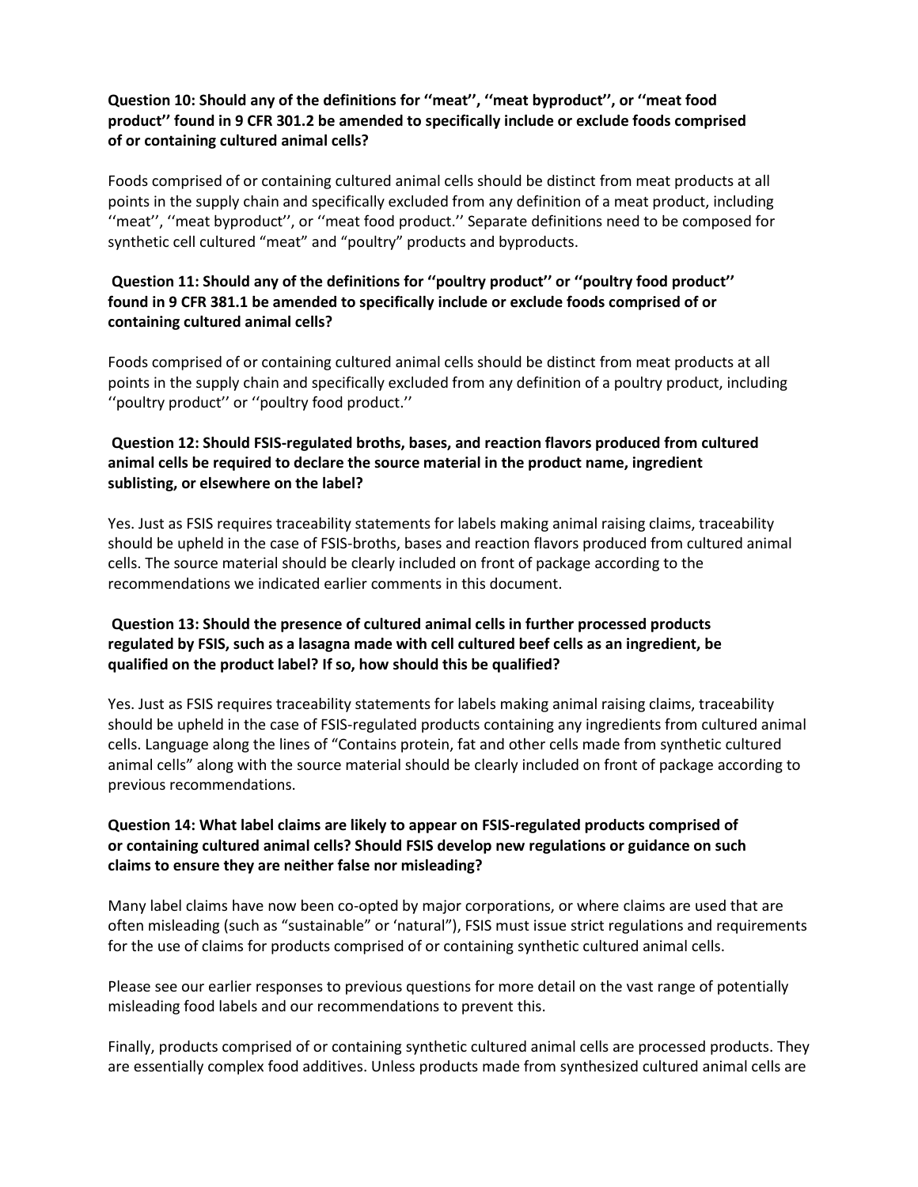**Question 10: Should any of the definitions for ''meat'', ''meat byproduct'', or ''meat food product'' found in 9 CFR 301.2 be amended to specifically include or exclude foods comprised of or containing cultured animal cells?**

Foods comprised of or containing cultured animal cells should be distinct from meat products at all points in the supply chain and specifically excluded from any definition of a meat product, including ''meat'', ''meat byproduct'', or ''meat food product.'' Separate definitions need to be composed for synthetic cell cultured "meat" and "poultry" products and byproducts.

**Question 11: Should any of the definitions for ''poultry product'' or ''poultry food product'' found in 9 CFR 381.1 be amended to specifically include or exclude foods comprised of or containing cultured animal cells?**

Foods comprised of or containing cultured animal cells should be distinct from meat products at all points in the supply chain and specifically excluded from any definition of a poultry product, including ''poultry product'' or ''poultry food product.''

**Question 12: Should FSIS-regulated broths, bases, and reaction flavors produced from cultured animal cells be required to declare the source material in the product name, ingredient sublisting, or elsewhere on the label?**

Yes. Just as FSIS requires traceability statements for labels making animal raising claims, traceability should be upheld in the case of FSIS-broths, bases and reaction flavors produced from cultured animal cells. The source material should be clearly included on front of package according to the recommendations we indicated earlier comments in this document.

**Question 13: Should the presence of cultured animal cells in further processed products regulated by FSIS, such as a lasagna made with cell cultured beef cells as an ingredient, be qualified on the product label? If so, how should this be qualified?**

Yes. Just as FSIS requires traceability statements for labels making animal raising claims, traceability should be upheld in the case of FSIS-regulated products containing any ingredients from cultured animal cells. Language along the lines of "Contains protein, fat and other cells made from synthetic cultured animal cells" along with the source material should be clearly included on front of package according to previous recommendations.

**Question 14: What label claims are likely to appear on FSIS-regulated products comprised of or containing cultured animal cells? Should FSIS develop new regulations or guidance on such claims to ensure they are neither false nor misleading?**

Many label claims have now been co-opted by major corporations, or where claims are used that are often misleading (such as "sustainable" or 'natural"), FSIS must issue strict regulations and requirements for the use of claims for products comprised of or containing synthetic cultured animal cells.

Please see our earlier responses to previous questions for more detail on the vast range of potentially misleading food labels and our recommendations to prevent this.

Finally, products comprised of or containing synthetic cultured animal cells are processed products. They are essentially complex food additives. Unless products made from synthesized cultured animal cells are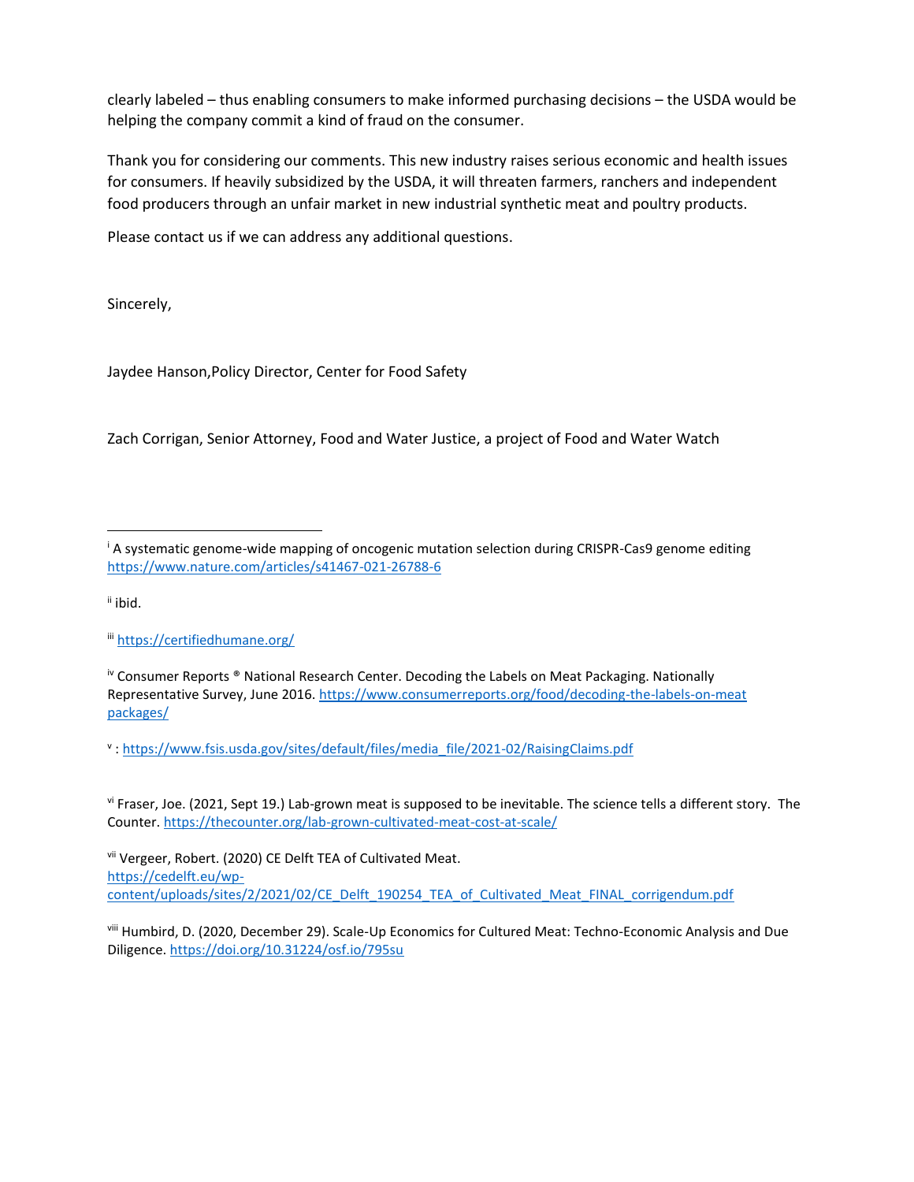clearly labeled – thus enabling consumers to make informed purchasing decisions – the USDA would be helping the company commit a kind of fraud on the consumer.

Thank you for considering our comments. This new industry raises serious economic and health issues for consumers. If heavily subsidized by the USDA, it will threaten farmers, ranchers and independent food producers through an unfair market in new industrial synthetic meat and poultry products.

Please contact us if we can address any additional questions.

Sincerely,

Jaydee Hanson,Policy Director, Center for Food Safety

Zach Corrigan, Senior Attorney, Food and Water Justice, a project of Food and Water Watch

---

[i] A systematic genome-wide mapping of oncogenic mutation selection during CRISPR-Cas9 genome editing https://www.nature.com/articles/s41467-021-26788-6

[ii] ibid.

[iii] https://certifiedhumane.org/

[iv] Consumer Reports ® National Research Center. Decoding the Labels on Meat Packaging. Nationally Representative Survey, June 2016. https://www.consumerreports.org/food/decoding-the-labels-on-meat packages/

[v] : https://www.fsis.usda.gov/sites/default/files/media_file/2021-02/RaisingClaims.pdf

[vi] Fraser, Joe. (2021, Sept 19.) Lab-grown meat is supposed to be inevitable. The science tells a different story. The Counter. https://thecounter.org/lab-grown-cultivated-meat-cost-at-scale/

[vii] Vergeer, Robert. (2020) CE Delft TEA of Cultivated Meat. https://cedelft.eu/wp-content/uploads/sites/2/2021/02/CE_Delft_190254_TEA_of_Cultivated_Meat_FINAL_corrigendum.pdf

[viii] Humbird, D. (2020, December 29). Scale-Up Economics for Cultured Meat: Techno-Economic Analysis and Due Diligence. https://doi.org/10.31224/osf.io/795su